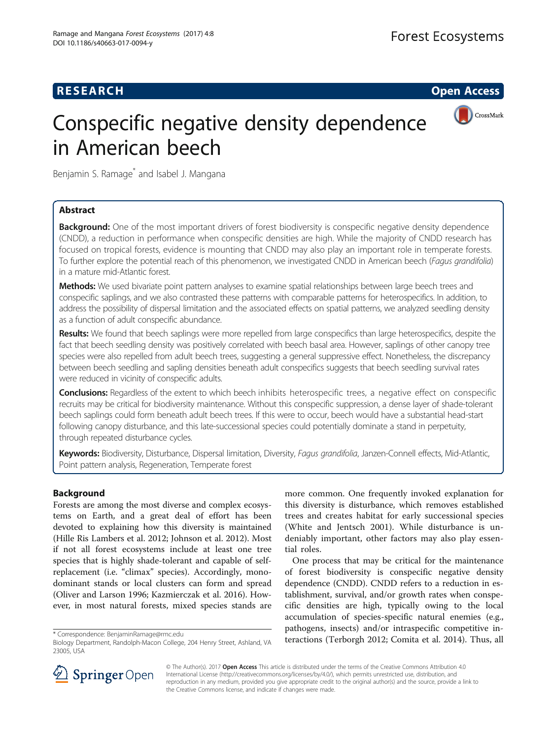**RESEARCH** **Open Access**

# Conspecific negative density dependence in American beech

Benjamin S. Ramage* and Isabel J. Mangana

## Abstract

**Background:** One of the most important drivers of forest biodiversity is conspecific negative density dependence (CNDD), a reduction in performance when conspecific densities are high. While the majority of CNDD research has focused on tropical forests, evidence is mounting that CNDD may also play an important role in temperate forests. To further explore the potential reach of this phenomenon, we investigated CNDD in American beech (*Fagus grandifolia*) in a mature mid-Atlantic forest.

**Methods:** We used bivariate point pattern analyses to examine spatial relationships between large beech trees and conspecific saplings, and we also contrasted these patterns with comparable patterns for heterospecifics. In addition, to address the possibility of dispersal limitation and the associated effects on spatial patterns, we analyzed seedling density as a function of adult conspecific abundance.

**Results:** We found that beech saplings were more repelled from large conspecifics than large heterospecifics, despite the fact that beech seedling density was positively correlated with beech basal area. However, saplings of other canopy tree species were also repelled from adult beech trees, suggesting a general suppressive effect. Nonetheless, the discrepancy between beech seedling and sapling densities beneath adult conspecifics suggests that beech seedling survival rates were reduced in vicinity of conspecific adults.

**Conclusions:** Regardless of the extent to which beech inhibits heterospecific trees, a negative effect on conspecific recruits may be critical for biodiversity maintenance. Without this conspecific suppression, a dense layer of shade-tolerant beech saplings could form beneath adult beech trees. If this were to occur, beech would have a substantial head-start following canopy disturbance, and this late-successional species could potentially dominate a stand in perpetuity, through repeated disturbance cycles.

**Keywords:** Biodiversity, Disturbance, Dispersal limitation, Diversity, *Fagus grandifolia*, Janzen-Connell effects, Mid-Atlantic, Point pattern analysis, Regeneration, Temperate forest

## Background

Forests are among the most diverse and complex ecosystems on Earth, and a great deal of effort has been devoted to explaining how this diversity is maintained (Hille Ris Lambers et al. 2012; Johnson et al. 2012). Most if not all forest ecosystems include at least one tree species that is highly shade-tolerant and capable of self-replacement (i.e. "climax" species). Accordingly, monodominant stands or local clusters can form and spread (Oliver and Larson 1996; Kazmierczak et al. 2016). However, in most natural forests, mixed species stands are more common. One frequently invoked explanation for this diversity is disturbance, which removes established trees and creates habitat for early successional species (White and Jentsch 2001). While disturbance is undeniably important, other factors may also play essential roles.

One process that may be critical for the maintenance of forest biodiversity is conspecific negative density dependence (CNDD). CNDD refers to a reduction in establishment, survival, and/or growth rates when conspecific densities are high, typically owing to the local accumulation of species-specific natural enemies (e.g., pathogens, insects) and/or intraspecific competitive interactions (Terborgh 2012; Comita et al. 2014). Thus, all

* Correspondence: BenjaminRamage@rmc.edu
Biology Department, Randolph-Macon College, 204 Henry Street, Ashland, VA 23005, USA

© The Author(s). 2017 **Open Access** This article is distributed under the terms of the Creative Commons Attribution 4.0 International License (http://creativecommons.org/licenses/by/4.0/), which permits unrestricted use, distribution, and reproduction in any medium, provided you give appropriate credit to the original author(s) and the source, provide a link to the Creative Commons license, and indicate if changes were made.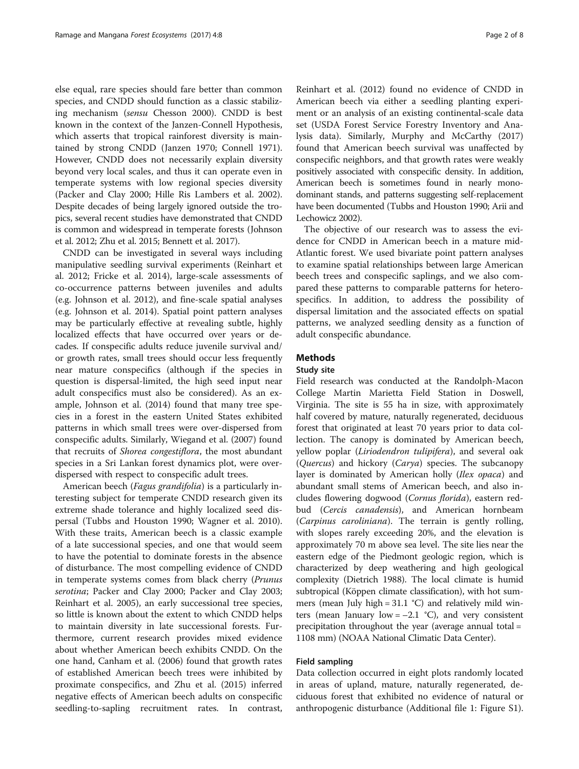else equal, rare species should fare better than common species, and CNDD should function as a classic stabilizing mechanism (*sensu* Chesson 2000). CNDD is best known in the context of the Janzen-Connell Hypothesis, which asserts that tropical rainforest diversity is maintained by strong CNDD (Janzen 1970; Connell 1971). However, CNDD does not necessarily explain diversity beyond very local scales, and thus it can operate even in temperate systems with low regional species diversity (Packer and Clay 2000; Hille Ris Lambers et al. 2002). Despite decades of being largely ignored outside the tropics, several recent studies have demonstrated that CNDD is common and widespread in temperate forests (Johnson et al. 2012; Zhu et al. 2015; Bennett et al. 2017).

CNDD can be investigated in several ways including manipulative seedling survival experiments (Reinhart et al. 2012; Fricke et al. 2014), large-scale assessments of co-occurrence patterns between juveniles and adults (e.g. Johnson et al. 2012), and fine-scale spatial analyses (e.g. Johnson et al. 2014). Spatial point pattern analyses may be particularly effective at revealing subtle, highly localized effects that have occurred over years or decades. If conspecific adults reduce juvenile survival and/or growth rates, small trees should occur less frequently near mature conspecifics (although if the species in question is dispersal-limited, the high seed input near adult conspecifics must also be considered). As an example, Johnson et al. (2014) found that many tree species in a forest in the eastern United States exhibited patterns in which small trees were over-dispersed from conspecific adults. Similarly, Wiegand et al. (2007) found that recruits of *Shorea congestiflora*, the most abundant species in a Sri Lankan forest dynamics plot, were over-dispersed with respect to conspecific adult trees.

American beech (*Fagus grandifolia*) is a particularly interesting subject for temperate CNDD research given its extreme shade tolerance and highly localized seed dispersal (Tubbs and Houston 1990; Wagner et al. 2010). With these traits, American beech is a classic example of a late successional species, and one that would seem to have the potential to dominate forests in the absence of disturbance. The most compelling evidence of CNDD in temperate systems comes from black cherry (*Prunus serotina*; Packer and Clay 2000; Packer and Clay 2003; Reinhart et al. 2005), an early successional tree species, so little is known about the extent to which CNDD helps to maintain diversity in late successional forests. Furthermore, current research provides mixed evidence about whether American beech exhibits CNDD. On the one hand, Canham et al. (2006) found that growth rates of established American beech trees were inhibited by proximate conspecifics, and Zhu et al. (2015) inferred negative effects of American beech adults on conspecific seedling-to-sapling recruitment rates. In contrast, Reinhart et al. (2012) found no evidence of CNDD in American beech via either a seedling planting experiment or an analysis of an existing continental-scale data set (USDA Forest Service Forestry Inventory and Analysis data). Similarly, Murphy and McCarthy (2017) found that American beech survival was unaffected by conspecific neighbors, and that growth rates were weakly positively associated with conspecific density. In addition, American beech is sometimes found in nearly monodominant stands, and patterns suggesting self-replacement have been documented (Tubbs and Houston 1990; Arii and Lechowicz 2002).

The objective of our research was to assess the evidence for CNDD in American beech in a mature mid-Atlantic forest. We used bivariate point pattern analyses to examine spatial relationships between large American beech trees and conspecific saplings, and we also compared these patterns to comparable patterns for heterospecifics. In addition, to address the possibility of dispersal limitation and the associated effects on spatial patterns, we analyzed seedling density as a function of adult conspecific abundance.

## Methods

### Study site

Field research was conducted at the Randolph-Macon College Martin Marietta Field Station in Doswell, Virginia. The site is 55 ha in size, with approximately half covered by mature, naturally regenerated, deciduous forest that originated at least 70 years prior to data collection. The canopy is dominated by American beech, yellow poplar (*Liriodendron tulipifera*), and several oak (*Quercus*) and hickory (*Carya*) species. The subcanopy layer is dominated by American holly (*Ilex opaca*) and abundant small stems of American beech, and also includes flowering dogwood (*Cornus florida*), eastern redbud (*Cercis canadensis*), and American hornbeam (*Carpinus caroliniana*). The terrain is gently rolling, with slopes rarely exceeding 20%, and the elevation is approximately 70 m above sea level. The site lies near the eastern edge of the Piedmont geologic region, which is characterized by deep weathering and high geological complexity (Dietrich 1988). The local climate is humid subtropical (Köppen climate classification), with hot summers (mean July high = 31.1 °C) and relatively mild winters (mean January low = −2.1 °C), and very consistent precipitation throughout the year (average annual total = 1108 mm) (NOAA National Climatic Data Center).

### Field sampling

Data collection occurred in eight plots randomly located in areas of upland, mature, naturally regenerated, deciduous forest that exhibited no evidence of natural or anthropogenic disturbance (Additional file 1: Figure S1).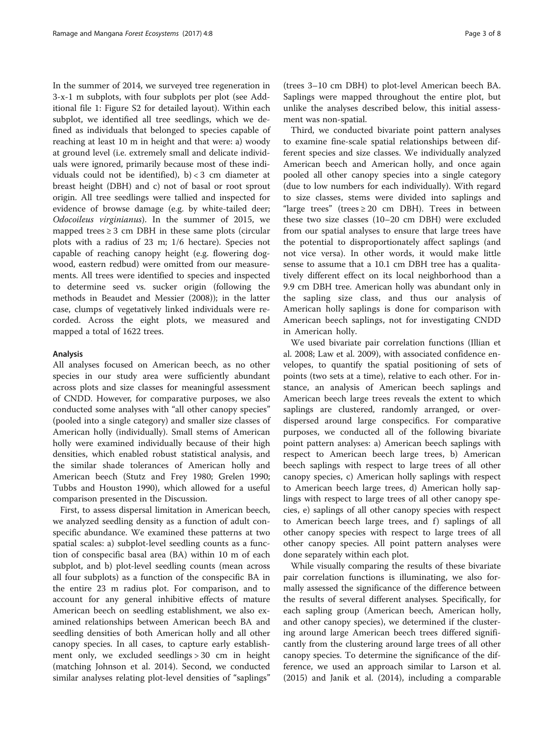In the summer of 2014, we surveyed tree regeneration in 3-x-1 m subplots, with four subplots per plot (see Additional file 1: Figure S2 for detailed layout). Within each subplot, we identified all tree seedlings, which we defined as individuals that belonged to species capable of reaching at least 10 m in height and that were: a) woody at ground level (i.e. extremely small and delicate individuals were ignored, primarily because most of these individuals could not be identified), b) < 3 cm diameter at breast height (DBH) and c) not of basal or root sprout origin. All tree seedlings were tallied and inspected for evidence of browse damage (e.g. by white-tailed deer; *Odocoileus virginianus*). In the summer of 2015, we mapped trees ≥ 3 cm DBH in these same plots (circular plots with a radius of 23 m; 1/6 hectare). Species not capable of reaching canopy height (e.g. flowering dogwood, eastern redbud) were omitted from our measurements. All trees were identified to species and inspected to determine seed vs. sucker origin (following the methods in Beaudet and Messier (2008)); in the latter case, clumps of vegetatively linked individuals were recorded. Across the eight plots, we measured and mapped a total of 1622 trees.

### Analysis

All analyses focused on American beech, as no other species in our study area were sufficiently abundant across plots and size classes for meaningful assessment of CNDD. However, for comparative purposes, we also conducted some analyses with "all other canopy species" (pooled into a single category) and smaller size classes of American holly (individually). Small stems of American holly were examined individually because of their high densities, which enabled robust statistical analysis, and the similar shade tolerances of American holly and American beech (Stutz and Frey 1980; Grelen 1990; Tubbs and Houston 1990), which allowed for a useful comparison presented in the Discussion.

First, to assess dispersal limitation in American beech, we analyzed seedling density as a function of adult conspecific abundance. We examined these patterns at two spatial scales: a) subplot-level seedling counts as a function of conspecific basal area (BA) within 10 m of each subplot, and b) plot-level seedling counts (mean across all four subplots) as a function of the conspecific BA in the entire 23 m radius plot. For comparison, and to account for any general inhibitive effects of mature American beech on seedling establishment, we also examined relationships between American beech BA and seedling densities of both American holly and all other canopy species. In all cases, to capture early establishment only, we excluded seedlings > 30 cm in height (matching Johnson et al. 2014). Second, we conducted similar analyses relating plot-level densities of "saplings" (trees 3–10 cm DBH) to plot-level American beech BA. Saplings were mapped throughout the entire plot, but unlike the analyses described below, this initial assessment was non-spatial.

Third, we conducted bivariate point pattern analyses to examine fine-scale spatial relationships between different species and size classes. We individually analyzed American beech and American holly, and once again pooled all other canopy species into a single category (due to low numbers for each individually). With regard to size classes, stems were divided into saplings and "large trees" (trees ≥ 20 cm DBH). Trees in between these two size classes (10–20 cm DBH) were excluded from our spatial analyses to ensure that large trees have the potential to disproportionately affect saplings (and not vice versa). In other words, it would make little sense to assume that a 10.1 cm DBH tree has a qualitatively different effect on its local neighborhood than a 9.9 cm DBH tree. American holly was abundant only in the sapling size class, and thus our analysis of American holly saplings is done for comparison with American beech saplings, not for investigating CNDD in American holly.

We used bivariate pair correlation functions (Illian et al. 2008; Law et al. 2009), with associated confidence envelopes, to quantify the spatial positioning of sets of points (two sets at a time), relative to each other. For instance, an analysis of American beech saplings and American beech large trees reveals the extent to which saplings are clustered, randomly arranged, or overdispersed around large conspecifics. For comparative purposes, we conducted all of the following bivariate point pattern analyses: a) American beech saplings with respect to American beech large trees, b) American beech saplings with respect to large trees of all other canopy species, c) American holly saplings with respect to American beech large trees, d) American holly saplings with respect to large trees of all other canopy species, e) saplings of all other canopy species with respect to American beech large trees, and f) saplings of all other canopy species with respect to large trees of all other canopy species. All point pattern analyses were done separately within each plot.

While visually comparing the results of these bivariate pair correlation functions is illuminating, we also formally assessed the significance of the difference between the results of several different analyses. Specifically, for each sapling group (American beech, American holly, and other canopy species), we determined if the clustering around large American beech trees differed significantly from the clustering around large trees of all other canopy species. To determine the significance of the difference, we used an approach similar to Larson et al. (2015) and Janik et al. (2014), including a comparable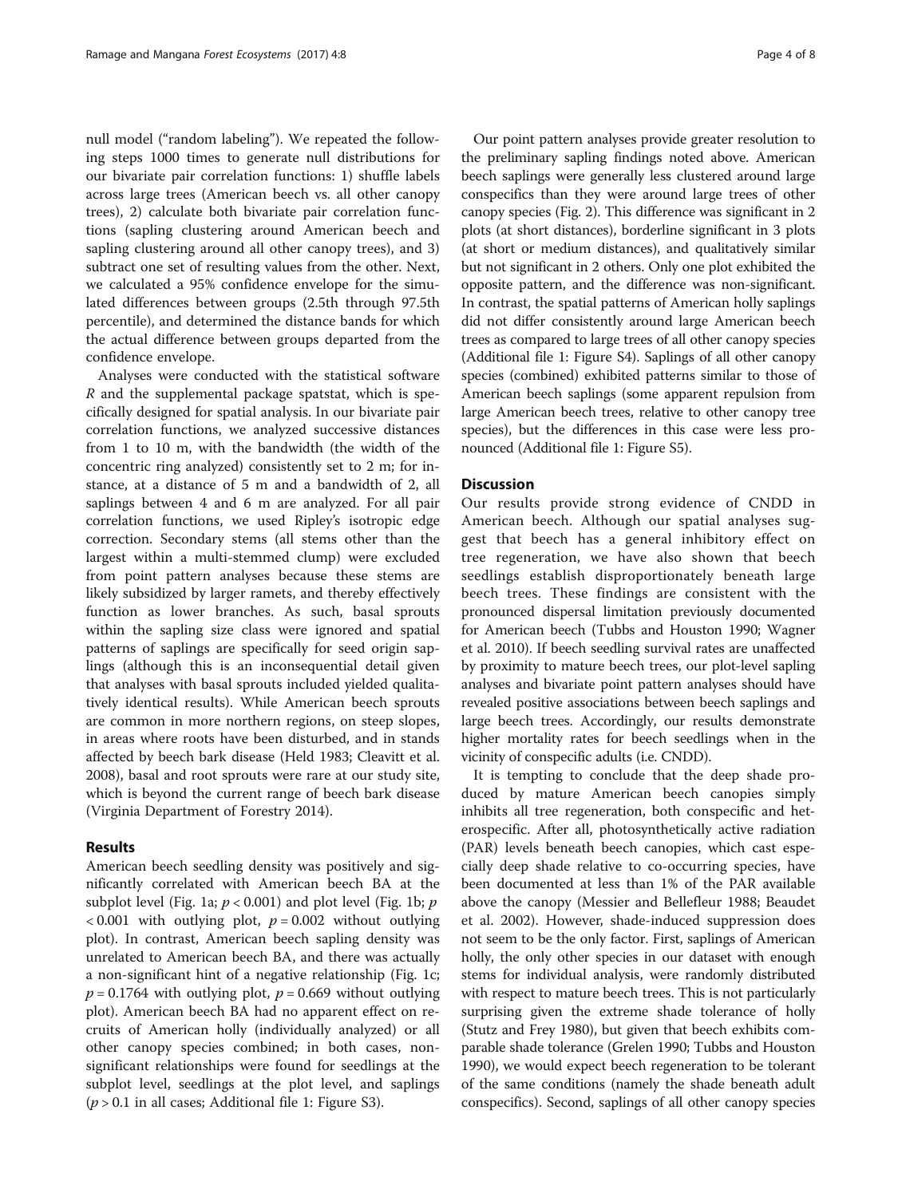null model ("random labeling"). We repeated the following steps 1000 times to generate null distributions for our bivariate pair correlation functions: 1) shuffle labels across large trees (American beech vs. all other canopy trees), 2) calculate both bivariate pair correlation functions (sapling clustering around American beech and sapling clustering around all other canopy trees), and 3) subtract one set of resulting values from the other. Next, we calculated a 95% confidence envelope for the simulated differences between groups (2.5th through 97.5th percentile), and determined the distance bands for which the actual difference between groups departed from the confidence envelope.

Analyses were conducted with the statistical software *R* and the supplemental package spatstat, which is specifically designed for spatial analysis. In our bivariate pair correlation functions, we analyzed successive distances from 1 to 10 m, with the bandwidth (the width of the concentric ring analyzed) consistently set to 2 m; for instance, at a distance of 5 m and a bandwidth of 2, all saplings between 4 and 6 m are analyzed. For all pair correlation functions, we used Ripley's isotropic edge correction. Secondary stems (all stems other than the largest within a multi-stemmed clump) were excluded from point pattern analyses because these stems are likely subsidized by larger ramets, and thereby effectively function as lower branches. As such, basal sprouts within the sapling size class were ignored and spatial patterns of saplings are specifically for seed origin saplings (although this is an inconsequential detail given that analyses with basal sprouts included yielded qualitatively identical results). While American beech sprouts are common in more northern regions, on steep slopes, in areas where roots have been disturbed, and in stands affected by beech bark disease (Held 1983; Cleavitt et al. 2008), basal and root sprouts were rare at our study site, which is beyond the current range of beech bark disease (Virginia Department of Forestry 2014).

## Results

American beech seedling density was positively and significantly correlated with American beech BA at the subplot level (Fig. 1a; $p < 0.001$) and plot level (Fig. 1b; $p < 0.001$ with outlying plot, $p = 0.002$ without outlying plot). In contrast, American beech sapling density was unrelated to American beech BA, and there was actually a non-significant hint of a negative relationship (Fig. 1c; $p = 0.1764$ with outlying plot, $p = 0.669$ without outlying plot). American beech BA had no apparent effect on recruits of American holly (individually analyzed) or all other canopy species combined; in both cases, non-significant relationships were found for seedlings at the subplot level, seedlings at the plot level, and saplings ($p > 0.1$ in all cases; Additional file 1: Figure S3).

Our point pattern analyses provide greater resolution to the preliminary sapling findings noted above. American beech saplings were generally less clustered around large conspecifics than they were around large trees of other canopy species (Fig. 2). This difference was significant in 2 plots (at short distances), borderline significant in 3 plots (at short or medium distances), and qualitatively similar but not significant in 2 others. Only one plot exhibited the opposite pattern, and the difference was non-significant. In contrast, the spatial patterns of American holly saplings did not differ consistently around large American beech trees as compared to large trees of all other canopy species (Additional file 1: Figure S4). Saplings of all other canopy species (combined) exhibited patterns similar to those of American beech saplings (some apparent repulsion from large American beech trees, relative to other canopy tree species), but the differences in this case were less pronounced (Additional file 1: Figure S5).

## Discussion

Our results provide strong evidence of CNDD in American beech. Although our spatial analyses suggest that beech has a general inhibitory effect on tree regeneration, we have also shown that beech seedlings establish disproportionately beneath large beech trees. These findings are consistent with the pronounced dispersal limitation previously documented for American beech (Tubbs and Houston 1990; Wagner et al. 2010). If beech seedling survival rates are unaffected by proximity to mature beech trees, our plot-level sapling analyses and bivariate point pattern analyses should have revealed positive associations between beech saplings and large beech trees. Accordingly, our results demonstrate higher mortality rates for beech seedlings when in the vicinity of conspecific adults (i.e. CNDD).

It is tempting to conclude that the deep shade produced by mature American beech canopies simply inhibits all tree regeneration, both conspecific and heterospecific. After all, photosynthetically active radiation (PAR) levels beneath beech canopies, which cast especially deep shade relative to co-occurring species, have been documented at less than 1% of the PAR available above the canopy (Messier and Bellefleur 1988; Beaudet et al. 2002). However, shade-induced suppression does not seem to be the only factor. First, saplings of American holly, the only other species in our dataset with enough stems for individual analysis, were randomly distributed with respect to mature beech trees. This is not particularly surprising given the extreme shade tolerance of holly (Stutz and Frey 1980), but given that beech exhibits comparable shade tolerance (Grelen 1990; Tubbs and Houston 1990), we would expect beech regeneration to be tolerant of the same conditions (namely the shade beneath adult conspecifics). Second, saplings of all other canopy species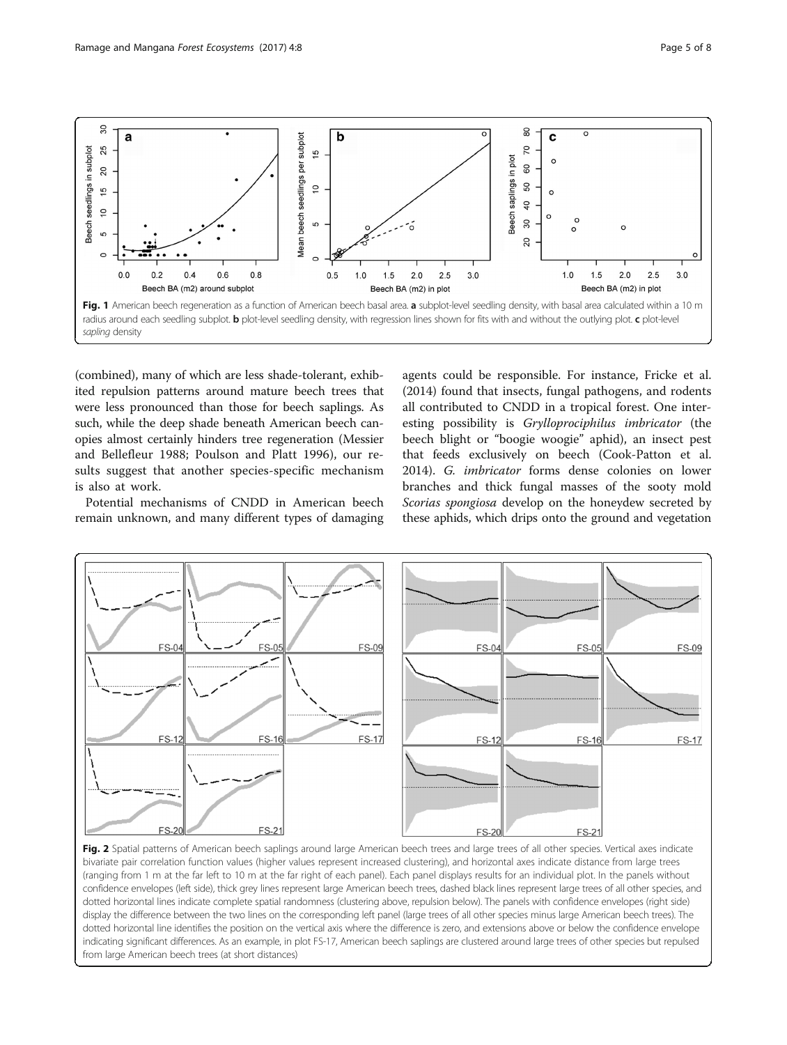Fig. 1 American beech regeneration as a function of American beech basal area. **a** subplot-level seedling density, with basal area calculated within a 10 m radius around each seedling subplot. **b** plot-level seedling density, with regression lines shown for fits with and without the outlying plot. **c** plot-level *sapling* density

(combined), many of which are less shade-tolerant, exhibited repulsion patterns around mature beech trees that were less pronounced than those for beech saplings. As such, while the deep shade beneath American beech canopies almost certainly hinders tree regeneration (Messier and Bellefleur 1988; Poulson and Platt 1996), our results suggest that another species-specific mechanism is also at work.

Potential mechanisms of CNDD in American beech remain unknown, and many different types of damaging agents could be responsible. For instance, Fricke et al. (2014) found that insects, fungal pathogens, and rodents all contributed to CNDD in a tropical forest. One interesting possibility is *Grylloprociphilus imbricator* (the beech blight or "boogie woogie" aphid), an insect pest that feeds exclusively on beech (Cook-Patton et al. 2014). *G. imbricator* forms dense colonies on lower branches and thick fungal masses of the sooty mold *Scorias spongiosa* develop on the honeydew secreted by these aphids, which drips onto the ground and vegetation

Fig. 2 Spatial patterns of American beech saplings around large American beech trees and large trees of all other species. Vertical axes indicate bivariate pair correlation function values (higher values represent increased clustering), and horizontal axes indicate distance from large trees (ranging from 1 m at the far left to 10 m at the far right of each panel). Each panel displays results for an individual plot. In the panels without confidence envelopes (left side), thick grey lines represent large American beech trees, dashed black lines represent large trees of all other species, and dotted horizontal lines indicate complete spatial randomness (clustering above, repulsion below). The panels with confidence envelopes (right side) display the difference between the two lines on the corresponding left panel (large trees of all other species minus large American beech trees). The dotted horizontal line identifies the position on the vertical axis where the difference is zero, and extensions above or below the confidence envelope indicating significant differences. As an example, in plot FS-17, American beech saplings are clustered around large trees of other species but repulsed from large American beech trees (at short distances)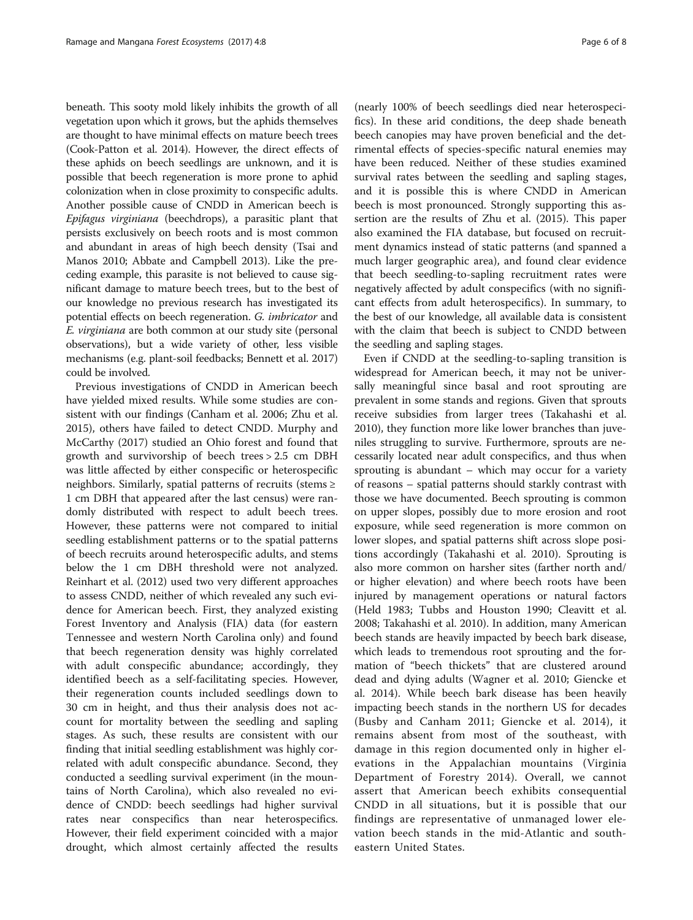beneath. This sooty mold likely inhibits the growth of all vegetation upon which it grows, but the aphids themselves are thought to have minimal effects on mature beech trees (Cook-Patton et al. 2014). However, the direct effects of these aphids on beech seedlings are unknown, and it is possible that beech regeneration is more prone to aphid colonization when in close proximity to conspecific adults. Another possible cause of CNDD in American beech is *Epifagus virginiana* (beechdrops), a parasitic plant that persists exclusively on beech roots and is most common and abundant in areas of high beech density (Tsai and Manos 2010; Abbate and Campbell 2013). Like the preceding example, this parasite is not believed to cause significant damage to mature beech trees, but to the best of our knowledge no previous research has investigated its potential effects on beech regeneration. *G. imbricator* and *E. virginiana* are both common at our study site (personal observations), but a wide variety of other, less visible mechanisms (e.g. plant-soil feedbacks; Bennett et al. 2017) could be involved.

Previous investigations of CNDD in American beech have yielded mixed results. While some studies are consistent with our findings (Canham et al. 2006; Zhu et al. 2015), others have failed to detect CNDD. Murphy and McCarthy (2017) studied an Ohio forest and found that growth and survivorship of beech trees > 2.5 cm DBH was little affected by either conspecific or heterospecific neighbors. Similarly, spatial patterns of recruits (stems ≥ 1 cm DBH that appeared after the last census) were randomly distributed with respect to adult beech trees. However, these patterns were not compared to initial seedling establishment patterns or to the spatial patterns of beech recruits around heterospecific adults, and stems below the 1 cm DBH threshold were not analyzed. Reinhart et al. (2012) used two very different approaches to assess CNDD, neither of which revealed any such evidence for American beech. First, they analyzed existing Forest Inventory and Analysis (FIA) data (for eastern Tennessee and western North Carolina only) and found that beech regeneration density was highly correlated with adult conspecific abundance; accordingly, they identified beech as a self-facilitating species. However, their regeneration counts included seedlings down to 30 cm in height, and thus their analysis does not account for mortality between the seedling and sapling stages. As such, these results are consistent with our finding that initial seedling establishment was highly correlated with adult conspecific abundance. Second, they conducted a seedling survival experiment (in the mountains of North Carolina), which also revealed no evidence of CNDD: beech seedlings had higher survival rates near conspecifics than near heterospecifics. However, their field experiment coincided with a major drought, which almost certainly affected the results (nearly 100% of beech seedlings died near heterospecifics). In these arid conditions, the deep shade beneath beech canopies may have proven beneficial and the detrimental effects of species-specific natural enemies may have been reduced. Neither of these studies examined survival rates between the seedling and sapling stages, and it is possible this is where CNDD in American beech is most pronounced. Strongly supporting this assertion are the results of Zhu et al. (2015). This paper also examined the FIA database, but focused on recruitment dynamics instead of static patterns (and spanned a much larger geographic area), and found clear evidence that beech seedling-to-sapling recruitment rates were negatively affected by adult conspecifics (with no significant effects from adult heterospecifics). In summary, to the best of our knowledge, all available data is consistent with the claim that beech is subject to CNDD between the seedling and sapling stages.

Even if CNDD at the seedling-to-sapling transition is widespread for American beech, it may not be universally meaningful since basal and root sprouting are prevalent in some stands and regions. Given that sprouts receive subsidies from larger trees (Takahashi et al. 2010), they function more like lower branches than juveniles struggling to survive. Furthermore, sprouts are necessarily located near adult conspecifics, and thus when sprouting is abundant – which may occur for a variety of reasons – spatial patterns should starkly contrast with those we have documented. Beech sprouting is common on upper slopes, possibly due to more erosion and root exposure, while seed regeneration is more common on lower slopes, and spatial patterns shift across slope positions accordingly (Takahashi et al. 2010). Sprouting is also more common on harsher sites (farther north and/or higher elevation) and where beech roots have been injured by management operations or natural factors (Held 1983; Tubbs and Houston 1990; Cleavitt et al. 2008; Takahashi et al. 2010). In addition, many American beech stands are heavily impacted by beech bark disease, which leads to tremendous root sprouting and the formation of "beech thickets" that are clustered around dead and dying adults (Wagner et al. 2010; Giencke et al. 2014). While beech bark disease has been heavily impacting beech stands in the northern US for decades (Busby and Canham 2011; Giencke et al. 2014), it remains absent from most of the southeast, with damage in this region documented only in higher elevations in the Appalachian mountains (Virginia Department of Forestry 2014). Overall, we cannot assert that American beech exhibits consequential CNDD in all situations, but it is possible that our findings are representative of unmanaged lower elevation beech stands in the mid-Atlantic and southeastern United States.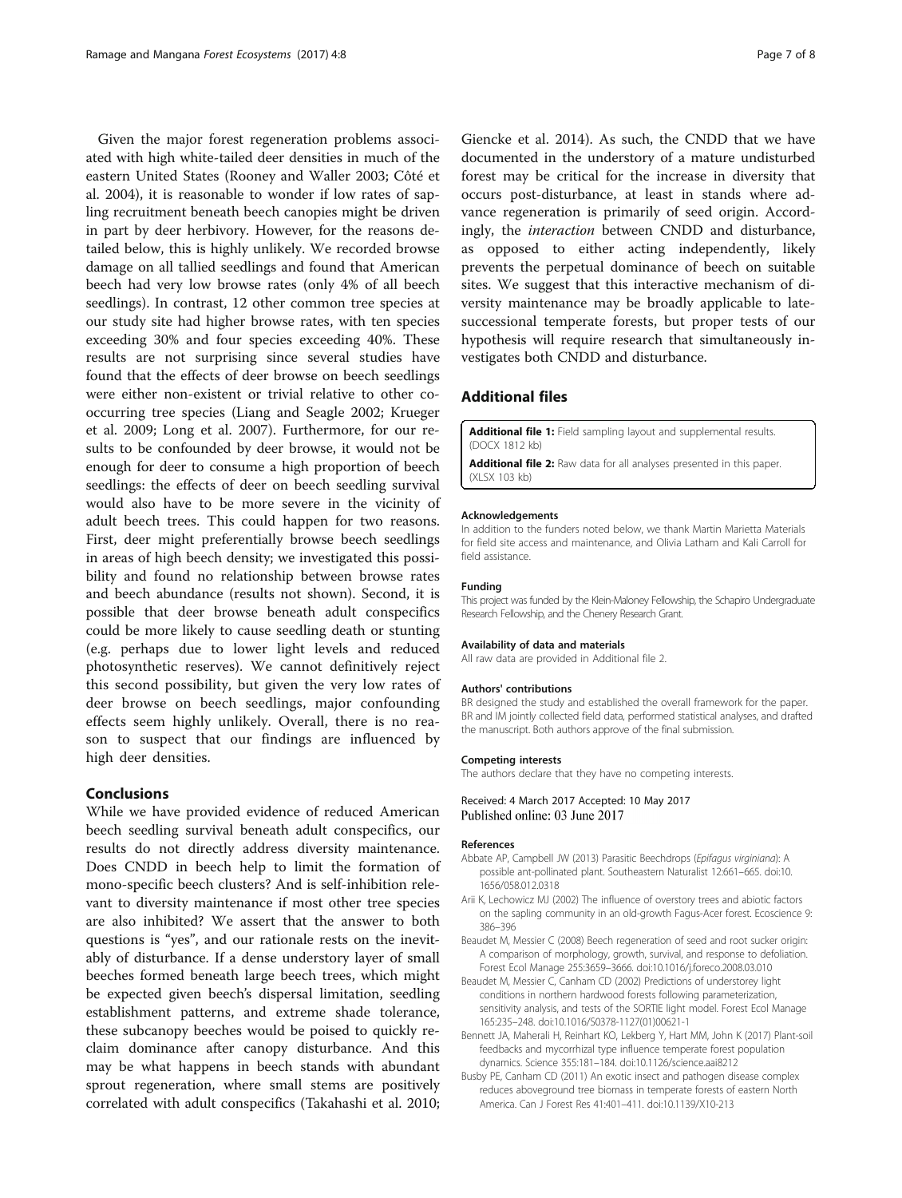Given the major forest regeneration problems associated with high white-tailed deer densities in much of the eastern United States (Rooney and Waller 2003; Côté et al. 2004), it is reasonable to wonder if low rates of sapling recruitment beneath beech canopies might be driven in part by deer herbivory. However, for the reasons detailed below, this is highly unlikely. We recorded browse damage on all tallied seedlings and found that American beech had very low browse rates (only 4% of all beech seedlings). In contrast, 12 other common tree species at our study site had higher browse rates, with ten species exceeding 30% and four species exceeding 40%. These results are not surprising since several studies have found that the effects of deer browse on beech seedlings were either non-existent or trivial relative to other co-occurring tree species (Liang and Seagle 2002; Krueger et al. 2009; Long et al. 2007). Furthermore, for our results to be confounded by deer browse, it would not be enough for deer to consume a high proportion of beech seedlings: the effects of deer on beech seedling survival would also have to be more severe in the vicinity of adult beech trees. This could happen for two reasons. First, deer might preferentially browse beech seedlings in areas of high beech density; we investigated this possibility and found no relationship between browse rates and beech abundance (results not shown). Second, it is possible that deer browse beneath adult conspecifics could be more likely to cause seedling death or stunting (e.g. perhaps due to lower light levels and reduced photosynthetic reserves). We cannot definitively reject this second possibility, but given the very low rates of deer browse on beech seedlings, major confounding effects seem highly unlikely. Overall, there is no reason to suspect that our findings are influenced by high deer densities.

## Conclusions

While we have provided evidence of reduced American beech seedling survival beneath adult conspecifics, our results do not directly address diversity maintenance. Does CNDD in beech help to limit the formation of mono-specific beech clusters? And is self-inhibition relevant to diversity maintenance if most other tree species are also inhibited? We assert that the answer to both questions is "yes", and our rationale rests on the inevitably of disturbance. If a dense understory layer of small beeches formed beneath large beech trees, which might be expected given beech's dispersal limitation, seedling establishment patterns, and extreme shade tolerance, these subcanopy beeches would be poised to quickly reclaim dominance after canopy disturbance. And this may be what happens in beech stands with abundant sprout regeneration, where small stems are positively correlated with adult conspecifics (Takahashi et al. 2010; Giencke et al. 2014). As such, the CNDD that we have documented in the understory of a mature undisturbed forest may be critical for the increase in diversity that occurs post-disturbance, at least in stands where advance regeneration is primarily of seed origin. Accordingly, the *interaction* between CNDD and disturbance, as opposed to either acting independently, likely prevents the perpetual dominance of beech on suitable sites. We suggest that this interactive mechanism of diversity maintenance may be broadly applicable to late-successional temperate forests, but proper tests of our hypothesis will require research that simultaneously investigates both CNDD and disturbance.

## Additional files

**Additional file 1:** Field sampling layout and supplemental results. (DOCX 1812 kb)

**Additional file 2:** Raw data for all analyses presented in this paper. (XLSX 103 kb)

#### Acknowledgements

In addition to the funders noted below, we thank Martin Marietta Materials for field site access and maintenance, and Olivia Latham and Kali Carroll for field assistance.

#### Funding

This project was funded by the Klein-Maloney Fellowship, the Schapiro Undergraduate Research Fellowship, and the Chenery Research Grant.

#### Availability of data and materials

All raw data are provided in Additional file 2.

#### Authors' contributions

BR designed the study and established the overall framework for the paper. BR and IM jointly collected field data, performed statistical analyses, and drafted the manuscript. Both authors approve of the final submission.

#### Competing interests

The authors declare that they have no competing interests.

Received: 4 March 2017 Accepted: 10 May 2017
Published online: 03 June 2017

#### References

Abbate AP, Campbell JW (2013) Parasitic Beechdrops (*Epifagus virginiana*): A possible ant-pollinated plant. Southeastern Naturalist 12:661–665. doi:10.1656/058.012.0318

Arii K, Lechowicz MJ (2002) The influence of overstory trees and abiotic factors on the sapling community in an old-growth Fagus-Acer forest. Ecoscience 9:386–396

Beaudet M, Messier C (2008) Beech regeneration of seed and root sucker origin: A comparison of morphology, growth, survival, and response to defoliation. Forest Ecol Manage 255:3659–3666. doi:10.1016/j.foreco.2008.03.010

Beaudet M, Messier C, Canham CD (2002) Predictions of understorey light conditions in northern hardwood forests following parameterization, sensitivity analysis, and tests of the SORTIE light model. Forest Ecol Manage 165:235–248. doi:10.1016/S0378-1127(01)00621-1

Bennett JA, Maherali H, Reinhart KO, Lekberg Y, Hart MM, John K (2017) Plant-soil feedbacks and mycorrhizal type influence temperate forest population dynamics. Science 355:181–184. doi:10.1126/science.aai8212

Busby PE, Canham CD (2011) An exotic insect and pathogen disease complex reduces aboveground tree biomass in temperate forests of eastern North America. Can J Forest Res 41:401–411. doi:10.1139/X10-213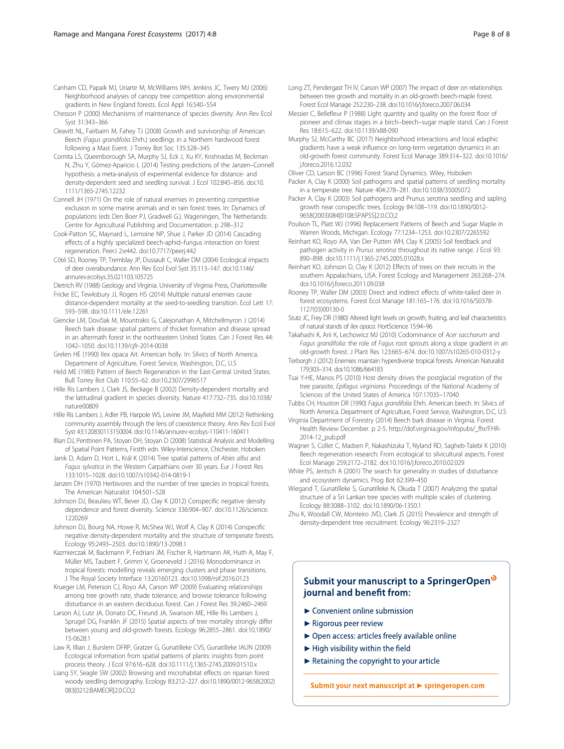Canham CD, Papaik MJ, Uriarte M, McWilliams WH, Jenkins JC, Twery MJ (2006) Neighborhood analyses of canopy tree competition along environmental gradients in New England forests. Ecol Appl 16:540–554

Chesson P (2000) Mechanisms of maintenance of species diversity. Ann Rev Ecol Syst 31:343–366

Cleavitt NL, Fairbairn M, Fahey TJ (2008) Growth and survivorship of American Beech (*Fagus grandifolia* Ehrh.) seedlings in a Northern hardwood forest following a Mast Event. J Torrey Bot Soc 135:328–345

Comita LS, Queenborough SA, Murphy SJ, Eck J, Xu KY, Krishnadas M, Beckman N, Zhu Y, Gómez-Aparicio L (2014) Testing predictions of the Janzen–Connell hypothesis: a meta-analysis of experimental evidence for distance- and density-dependent seed and seedling survival. J Ecol 102:845–856. doi:10.1111/1365-2745.12232

Connell JH (1971) On the role of natural enemies in preventing competitive exclusion in some marine animals and in rain forest trees. In: Dynamics of populations (eds Den Boer PJ, Gradwell G.). Wageningen, The Netherlands: Centre for Agricultural Publishing and Documentation. p 298–312

Cook-Patton SC, Maynard L, Lemoine NP, Shue J, Parker JD (2014) Cascading effects of a highly specialized beech-aphid–fungus interaction on forest regeneration. PeerJ 2:e442. doi:10.7717/peerj.442

Côté SD, Rooney TP, Tremblay JP, Dussault C, Waller DM (2004) Ecological impacts of deer overabundance. Ann Rev Ecol Evol Syst 35:113–147. doi:10.1146/annurev.ecolsys.35.021103.105725

Dietrich RV (1988) Geology and Virginia. University of Virginia Press, Charlottesville

Fricke EC, Tewksbury JJ, Rogers HS (2014) Multiple natural enemies cause distance-dependent mortality at the seed-to-seedling transition. Ecol Lett 17:593–598. doi:10.1111/ele.12261

Giencke LM, Dovčiak M, Mountrakis G, Calejonathan A, Mitchellmyron J (2014) Beech bark disease: spatial patterns of thicket formation and disease spread in an aftermath forest in the northeastern United States. Can J Forest Res 44:1042–1050. doi:10.1139/cjfr-2014-0038

Grelen HE (1990) Ilex opaca Ait. American holly. In: Silvics of North America. Department of Agriculture, Forest Service, Washington, D.C, U.S

Held ME (1983) Pattern of Beech Regeneration in the East-Central United States. Bull Torrey Bot Club 110:55–62. doi:10.2307/2996517

Hille Ris Lambers J, Clark JS, Beckage B (2002) Density-dependent mortality and the latitudinal gradient in species diversity. Nature 417:732–735. doi:10.1038/nature00809

Hille Ris Lambers J, Adler PB, Harpole WS, Levine JM, Mayfield MM (2012) Rethinking community assembly through the lens of coexistence theory. Ann Rev Ecol Evol Syst 43:120830113150004. doi:10.1146/annurev-ecolsys-110411-160411

Illian DJ, Penttinen PA, Stoyan DH, Stoyan D (2008) Statistical Analysis and Modelling of Spatial Point Patterns, Firstth edn. Wiley-Interscience, Chichester, Hoboken

Janik D, Adam D, Hort L, Král K (2014) Tree spatial patterns of *Abies alba* and *Fagus sylvatica* in the Western Carpathians over 30 years. Eur J Forest Res 133:1015–1028. doi:10.1007/s10342-014-0819-1

Janzen DH (1970) Herbivores and the number of tree species in tropical forests. The American Naturalist 104:501–528

Johnson DJ, Beaulieu WT, Bever JD, Clay K (2012) Conspecific negative density dependence and forest diversity. Science 336:904–907. doi:10.1126/science.1220269

Johnson DJ, Bourg NA, Howe R, McShea WJ, Wolf A, Clay K (2014) Conspecific negative density-dependent mortality and the structure of temperate forests. Ecology 95:2493–2503. doi:10.1890/13-2098.1

Kazmierczak M, Backmann P, Fedriani JM, Fischer R, Hartmann AK, Huth A, May F, Müller MS, Taubert F, Grimm V, Groeneveld J (2016) Monodominance in tropical forests: modelling reveals emerging clusters and phase transitions. J The Royal Society Interface 13:20160123. doi:10.1098/rsif.2016.0123

Krueger LM, Peterson CJ, Royo AA, Carson WP (2009) Evaluating relationships among tree growth rate, shade tolerance, and browse tolerance following disturbance in an eastern deciduous forest. Can J Forest Res 39:2460–2469

Larson AJ, Lutz JA, Donato DC, Freund JA, Swanson ME, Hille Ris Lambers J, Sprugel DG, Franklin JF (2015) Spatial aspects of tree mortality strongly differ between young and old-growth forests. Ecology 96:2855–2861. doi:10.1890/15-0628.1

Law R, Illian J, Burslem DFRP, Gratzer G, Gunatilleke CVS, Gunatilleke IAUN (2009) Ecological information from spatial patterns of plants: insights from point process theory. J Ecol 97:616–628. doi:10.1111/j.1365-2745.2009.01510.x

Liang SY, Seagle SW (2002) Browsing and microhabitat effects on riparian forest woody seedling demography. Ecology 83:212–227. doi:10.1890/0012-9658(2002)083[0212:BAMEOR]2.0.CO;2

Long ZT, Pendergast TH IV, Carson WP (2007) The impact of deer on relationships between tree growth and mortality in an old-growth beech-maple forest. Forest Ecol Manage 252:230–238. doi:10.1016/j.foreco.2007.06.034

Messier C, Bellefleur P (1988) Light quantity and quality on the forest floor of pioneer and climax stages in a birch–beech–sugar maple stand. Can J Forest Res 18:615–622. doi:10.1139/x88-090

Murphy SJ, McCarthy BC (2017) Neighborhood interactions and local edaphic gradients have a weak influence on long-term vegetation dynamics in an old-growth forest community. Forest Ecol Manage 389:314–322. doi:10.1016/j.foreco.2016.12.032

Oliver CD, Larson BC (1996) Forest Stand Dynamics. Wiley, Hoboken

Packer A, Clay K (2000) Soil pathogens and spatial patterns of seedling mortality in a temperate tree. Nature 404:278–281. doi:10.1038/35005072

Packer A, Clay K (2003) Soil pathogens and Prunus serotina seedling and sapling growth near conspecific trees. Ecology 84:108–119. doi:10.1890/0012-9658(2003)084[0108:SPAPSS]2.0.CO;2

Poulson TL, Platt WJ (1996) Replacement Patterns of Beech and Sugar Maple in Warren Woods, Michigan. Ecology 77:1234–1253. doi:10.2307/2265592

Reinhart KO, Royo AA, Van Der Putten WH, Clay K (2005) Soil feedback and pathogen activity in *Prunus serotina* throughout its native range. J Ecol 93:890–898. doi:10.1111/j.1365-2745.2005.01028.x

Reinhart KO, Johnson D, Clay K (2012) Effects of trees on their recruits in the southern Appalachians, USA. Forest Ecology and Management 263:268–274. doi:10.1016/j.foreco.2011.09.038

Rooney TP, Waller DM (2003) Direct and indirect effects of white-tailed deer in forest ecosystems. Forest Ecol Manage 181:165–176. doi:10.1016/S0378-1127(03)00130-0

Stutz JC, Frey DR (1980) Altered light levels on growth, fruiting, and leaf characteristics of natural stands of *Ilex opaca*. HortScience 15:94–96

Takahashi K, Arii K, Lechowicz MJ (2010) Codominance of *Acer saccharum* and *Fagus grandifolia*: the role of *Fagus* root sprouts along a slope gradient in an old-growth forest. J Plant Res 123:665–674. doi:10.1007/s10265-010-0312-y

Terborgh J (2012) Enemies maintain hyperdiverse tropical forests. American Naturalist 179:303–314. doi:10.1086/664183

Tsai Y-HE, Manos PS (2010) Host density drives the postglacial migration of the tree parasite, *Epifagus virginiana*. Proceedings of the National Academy of Sciences of the United States of America 107:17035–17040

Tubbs CH, Houston DR (1990) *Fagus grandifolia* Ehrh. American beech. In: Silvics of North America. Department of Agriculture, Forest Service, Washington, D.C, U.S

Virginia Department of Forestry (2014) Beech bark disease in Virginia. Forest Health Review December. p 2-5. http://dof.virginia.gov/infopubs/_fhr/FHR-2014-12_pub.pdf

Wagner S, Collet C, Madsen P, Nakashizuka T, Nyland RD, Sagheb-Talebi K (2010) Beech regeneration research: From ecological to silvicultural aspects. Forest Ecol Manage 259:2172–2182. doi:10.1016/j.foreco.2010.02.029

White PS, Jentsch A (2001) The search for generality in studies of disturbance and ecosystem dynamics. Prog Bot 62:399–450

Wiegand T, Gunatilleke S, Gunatilleke N, Okuda T (2007) Analyzing the spatial structure of a Sri Lankan tree species with multiple scales of clustering. Ecology 88:3088–3102. doi:10.1890/06-1350.1

Zhu K, Woodall CW, Monteiro JVD, Clark JS (2015) Prevalence and strength of density-dependent tree recruitment. Ecology 96:2319–2327

**Submit your manuscript to a SpringerOpen journal and benefit from:**

- ► Convenient online submission
- ► Rigorous peer review
- ► Open access: articles freely available online
- ► High visibility within the field
- ► Retaining the copyright to your article

**Submit your next manuscript at ► springeropen.com**